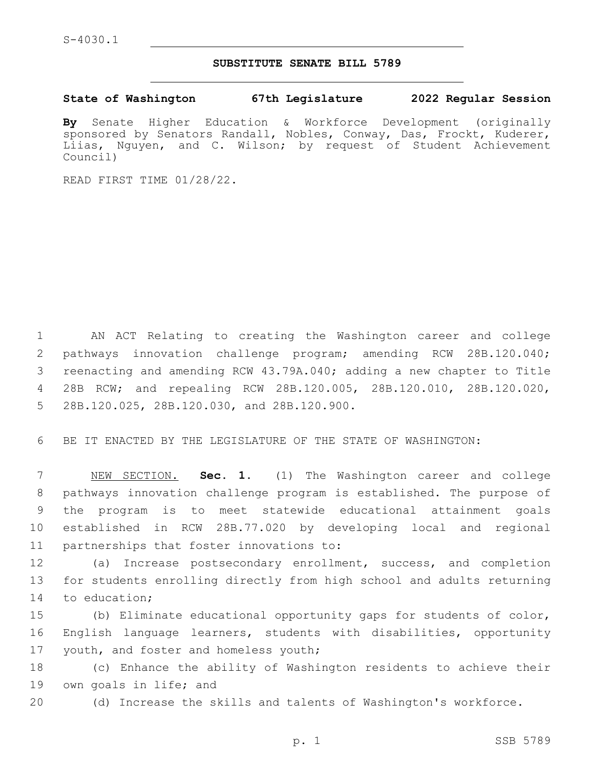S-4030.1

**SUBSTITUTE SENATE BILL 5789**

**State of Washington 67th Legislature 2022 Regular Session**

**By** Senate Higher Education & Workforce Development (originally sponsored by Senators Randall, Nobles, Conway, Das, Frockt, Kuderer, Liias, Nguyen, and C. Wilson; by request of Student Achievement Council)

READ FIRST TIME 01/28/22.

AN ACT Relating to creating the Washington career and college pathways innovation challenge program; amending RCW 28B.120.040; reenacting and amending RCW 43.79A.040; adding a new chapter to Title 28B RCW; and repealing RCW 28B.120.005, 28B.120.010, 28B.120.020, 28B.120.025, 28B.120.030, and 28B.120.900.

BE IT ENACTED BY THE LEGISLATURE OF THE STATE OF WASHINGTON:

NEW SECTION. **Sec. 1.** (1) The Washington career and college pathways innovation challenge program is established. The purpose of the program is to meet statewide educational attainment goals established in RCW 28B.77.020 by developing local and regional partnerships that foster innovations to:

(a) Increase postsecondary enrollment, success, and completion for students enrolling directly from high school and adults returning to education;

(b) Eliminate educational opportunity gaps for students of color, English language learners, students with disabilities, opportunity youth, and foster and homeless youth;

(c) Enhance the ability of Washington residents to achieve their own goals in life; and

(d) Increase the skills and talents of Washington's workforce.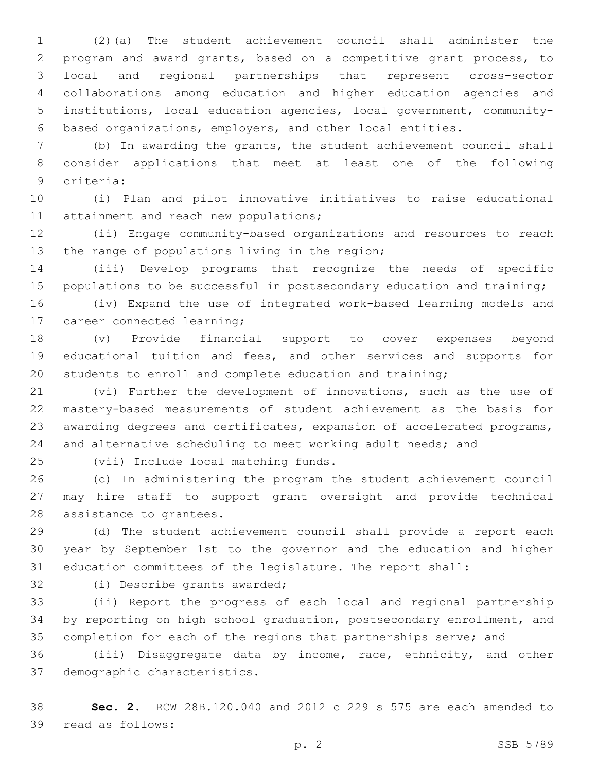(2)(a) The student achievement council shall administer the program and award grants, based on a competitive grant process, to local and regional partnerships that represent cross-sector collaborations among education and higher education agencies and institutions, local education agencies, local government, community-based organizations, employers, and other local entities.

(b) In awarding the grants, the student achievement council shall consider applications that meet at least one of the following criteria:

(i) Plan and pilot innovative initiatives to raise educational attainment and reach new populations;

(ii) Engage community-based organizations and resources to reach the range of populations living in the region;

(iii) Develop programs that recognize the needs of specific populations to be successful in postsecondary education and training;

(iv) Expand the use of integrated work-based learning models and career connected learning;

(v) Provide financial support to cover expenses beyond educational tuition and fees, and other services and supports for students to enroll and complete education and training;

(vi) Further the development of innovations, such as the use of mastery-based measurements of student achievement as the basis for awarding degrees and certificates, expansion of accelerated programs, and alternative scheduling to meet working adult needs; and

(vii) Include local matching funds.

(c) In administering the program the student achievement council may hire staff to support grant oversight and provide technical assistance to grantees.

(d) The student achievement council shall provide a report each year by September 1st to the governor and the education and higher education committees of the legislature. The report shall:

(i) Describe grants awarded;

(ii) Report the progress of each local and regional partnership by reporting on high school graduation, postsecondary enrollment, and completion for each of the regions that partnerships serve; and

(iii) Disaggregate data by income, race, ethnicity, and other demographic characteristics.

**Sec. 2.** RCW 28B.120.040 and 2012 c 229 s 575 are each amended to read as follows: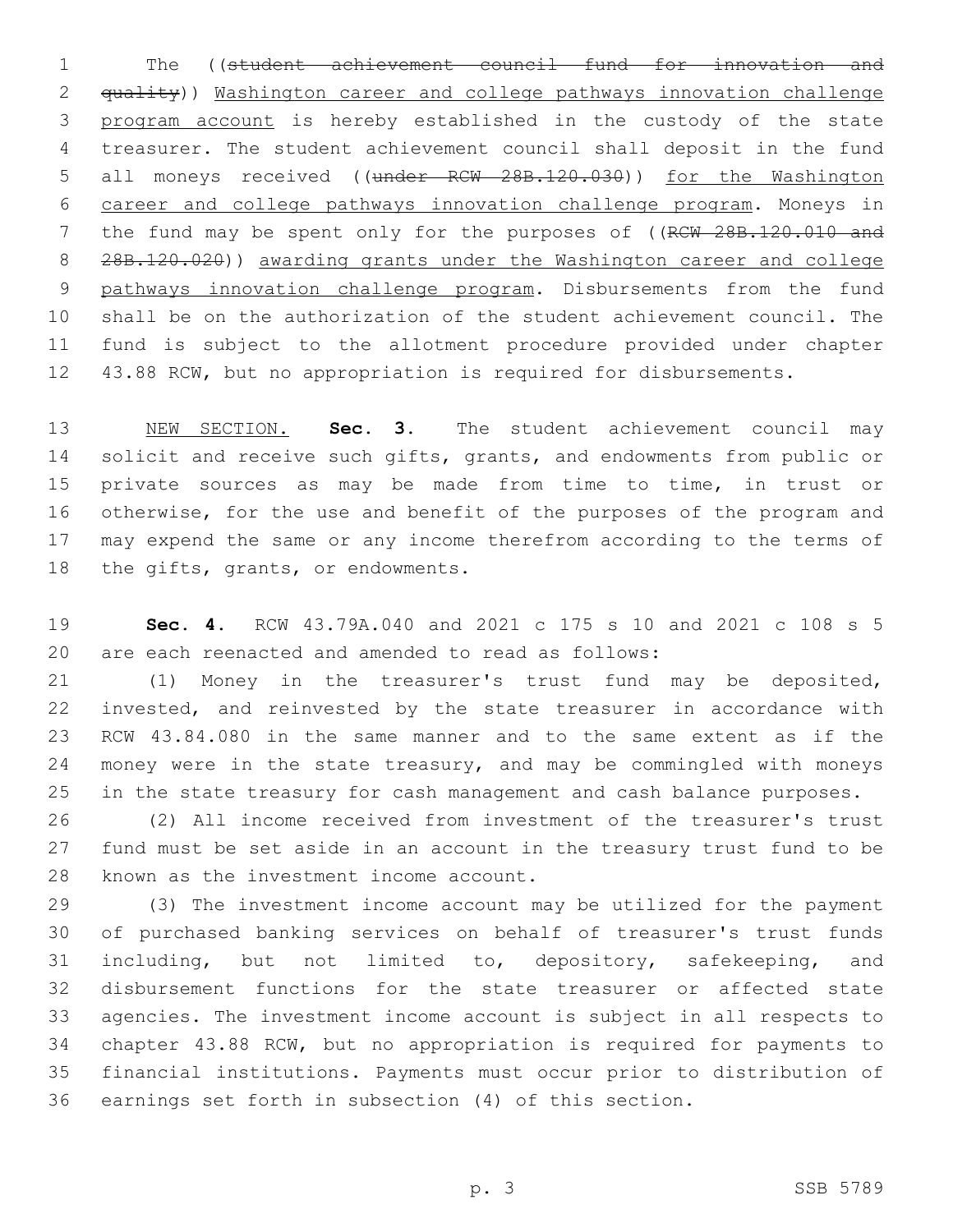The ((~~student achievement council fund for innovation and quality~~)) <u>Washington career and college pathways innovation challenge program account</u> is hereby established in the custody of the state treasurer. The student achievement council shall deposit in the fund all moneys received ((~~under RCW 28B.120.030~~)) <u>for the Washington career and college pathways innovation challenge program</u>. Moneys in the fund may be spent only for the purposes of ((~~RCW 28B.120.010 and 28B.120.020~~)) <u>awarding grants under the Washington career and college pathways innovation challenge program</u>. Disbursements from the fund shall be on the authorization of the student achievement council. The fund is subject to the allotment procedure provided under chapter 43.88 RCW, but no appropriation is required for disbursements.

<u>NEW SECTION.</u> **Sec. 3.** The student achievement council may solicit and receive such gifts, grants, and endowments from public or private sources as may be made from time to time, in trust or otherwise, for the use and benefit of the purposes of the program and may expend the same or any income therefrom according to the terms of the gifts, grants, or endowments.

**Sec. 4.** RCW 43.79A.040 and 2021 c 175 s 10 and 2021 c 108 s 5 are each reenacted and amended to read as follows:

(1) Money in the treasurer's trust fund may be deposited, invested, and reinvested by the state treasurer in accordance with RCW 43.84.080 in the same manner and to the same extent as if the money were in the state treasury, and may be commingled with moneys in the state treasury for cash management and cash balance purposes.

(2) All income received from investment of the treasurer's trust fund must be set aside in an account in the treasury trust fund to be known as the investment income account.

(3) The investment income account may be utilized for the payment of purchased banking services on behalf of treasurer's trust funds including, but not limited to, depository, safekeeping, and disbursement functions for the state treasurer or affected state agencies. The investment income account is subject in all respects to chapter 43.88 RCW, but no appropriation is required for payments to financial institutions. Payments must occur prior to distribution of earnings set forth in subsection (4) of this section.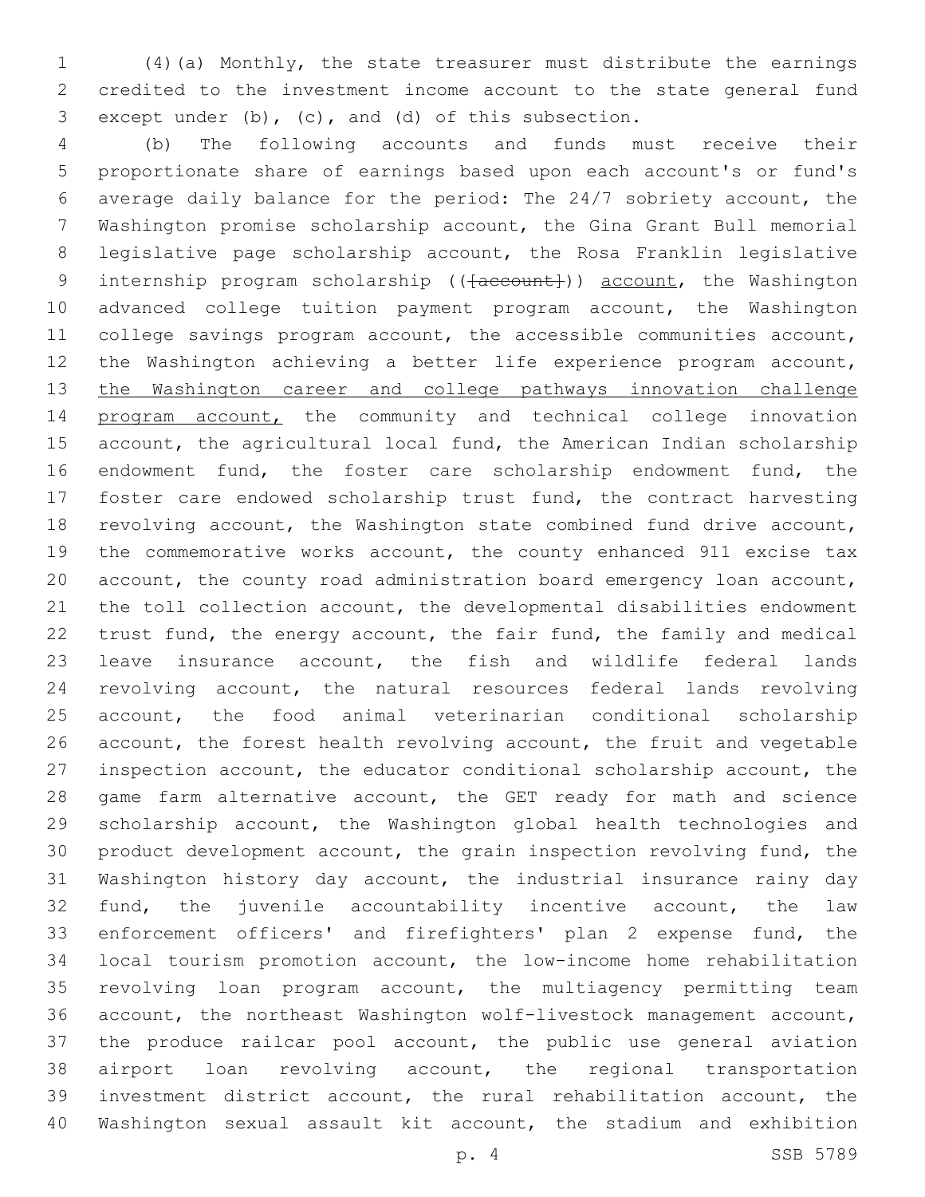(4)(a) Monthly, the state treasurer must distribute the earnings credited to the investment income account to the state general fund except under (b), (c), and (d) of this subsection.

(b) The following accounts and funds must receive their proportionate share of earnings based upon each account's or fund's average daily balance for the period: The 24/7 sobriety account, the Washington promise scholarship account, the Gina Grant Bull memorial legislative page scholarship account, the Rosa Franklin legislative internship program scholarship ((~~[account]~~)) account, the Washington advanced college tuition payment program account, the Washington college savings program account, the accessible communities account, the Washington achieving a better life experience program account, the Washington career and college pathways innovation challenge program account, the community and technical college innovation account, the agricultural local fund, the American Indian scholarship endowment fund, the foster care scholarship endowment fund, the foster care endowed scholarship trust fund, the contract harvesting revolving account, the Washington state combined fund drive account, the commemorative works account, the county enhanced 911 excise tax account, the county road administration board emergency loan account, the toll collection account, the developmental disabilities endowment trust fund, the energy account, the fair fund, the family and medical leave insurance account, the fish and wildlife federal lands revolving account, the natural resources federal lands revolving account, the food animal veterinarian conditional scholarship account, the forest health revolving account, the fruit and vegetable inspection account, the educator conditional scholarship account, the game farm alternative account, the GET ready for math and science scholarship account, the Washington global health technologies and product development account, the grain inspection revolving fund, the Washington history day account, the industrial insurance rainy day fund, the juvenile accountability incentive account, the law enforcement officers' and firefighters' plan 2 expense fund, the local tourism promotion account, the low-income home rehabilitation revolving loan program account, the multiagency permitting team account, the northeast Washington wolf-livestock management account, the produce railcar pool account, the public use general aviation airport loan revolving account, the regional transportation investment district account, the rural rehabilitation account, the Washington sexual assault kit account, the stadium and exhibition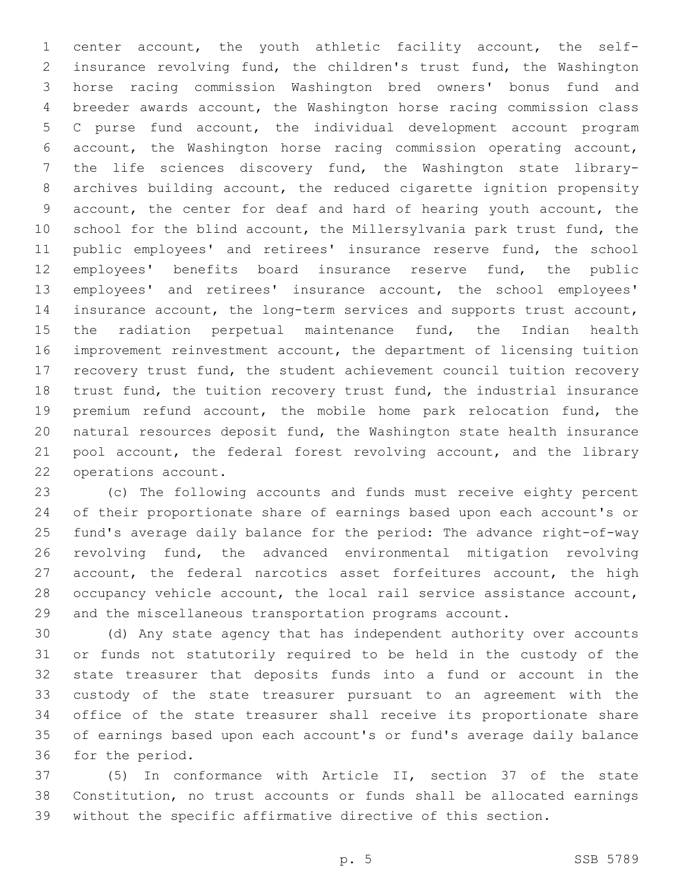center account, the youth athletic facility account, the self-insurance revolving fund, the children's trust fund, the Washington horse racing commission Washington bred owners' bonus fund and breeder awards account, the Washington horse racing commission class C purse fund account, the individual development account program account, the Washington horse racing commission operating account, the life sciences discovery fund, the Washington state library-archives building account, the reduced cigarette ignition propensity account, the center for deaf and hard of hearing youth account, the school for the blind account, the Millersylvania park trust fund, the public employees' and retirees' insurance reserve fund, the school employees' benefits board insurance reserve fund, the public employees' and retirees' insurance account, the school employees' insurance account, the long-term services and supports trust account, the radiation perpetual maintenance fund, the Indian health improvement reinvestment account, the department of licensing tuition recovery trust fund, the student achievement council tuition recovery trust fund, the tuition recovery trust fund, the industrial insurance premium refund account, the mobile home park relocation fund, the natural resources deposit fund, the Washington state health insurance pool account, the federal forest revolving account, and the library operations account.

(c) The following accounts and funds must receive eighty percent of their proportionate share of earnings based upon each account's or fund's average daily balance for the period: The advance right-of-way revolving fund, the advanced environmental mitigation revolving account, the federal narcotics asset forfeitures account, the high occupancy vehicle account, the local rail service assistance account, and the miscellaneous transportation programs account.

(d) Any state agency that has independent authority over accounts or funds not statutorily required to be held in the custody of the state treasurer that deposits funds into a fund or account in the custody of the state treasurer pursuant to an agreement with the office of the state treasurer shall receive its proportionate share of earnings based upon each account's or fund's average daily balance for the period.

(5) In conformance with Article II, section 37 of the state Constitution, no trust accounts or funds shall be allocated earnings without the specific affirmative directive of this section.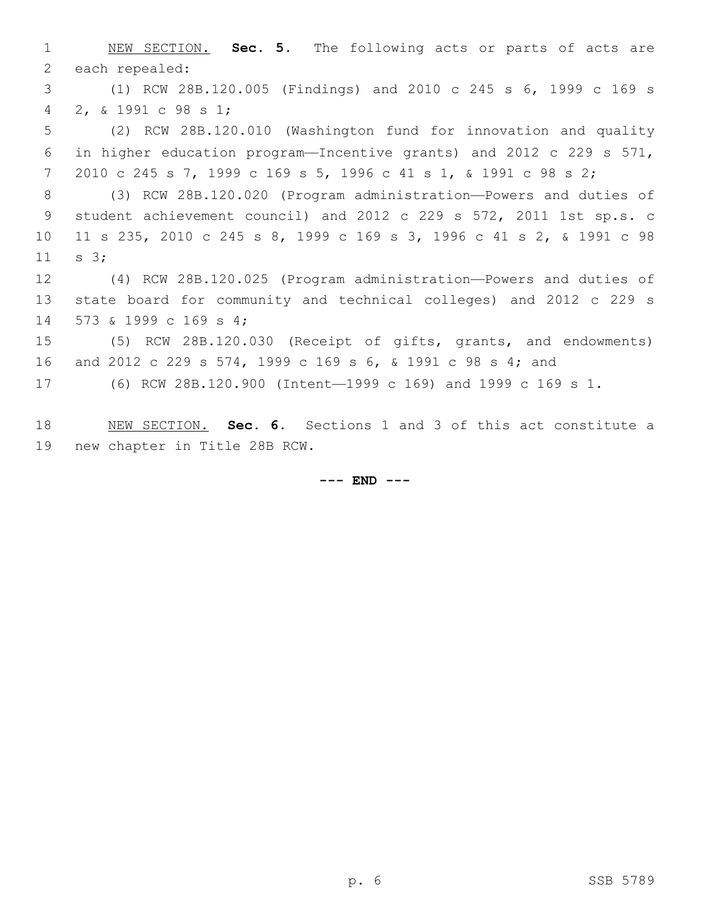NEW SECTION. **Sec. 5.** The following acts or parts of acts are each repealed:

(1) RCW 28B.120.005 (Findings) and 2010 c 245 s 6, 1999 c 169 s 2, & 1991 c 98 s 1;

(2) RCW 28B.120.010 (Washington fund for innovation and quality in higher education program—Incentive grants) and 2012 c 229 s 571, 2010 c 245 s 7, 1999 c 169 s 5, 1996 c 41 s 1, & 1991 c 98 s 2;

(3) RCW 28B.120.020 (Program administration—Powers and duties of student achievement council) and 2012 c 229 s 572, 2011 1st sp.s. c 11 s 235, 2010 c 245 s 8, 1999 c 169 s 3, 1996 c 41 s 2, & 1991 c 98 s 3;

(4) RCW 28B.120.025 (Program administration—Powers and duties of state board for community and technical colleges) and 2012 c 229 s 573 & 1999 c 169 s 4;

(5) RCW 28B.120.030 (Receipt of gifts, grants, and endowments) and 2012 c 229 s 574, 1999 c 169 s 6, & 1991 c 98 s 4; and

(6) RCW 28B.120.900 (Intent—1999 c 169) and 1999 c 169 s 1.

NEW SECTION. **Sec. 6.** Sections 1 and 3 of this act constitute a new chapter in Title 28B RCW.

**--- END ---**